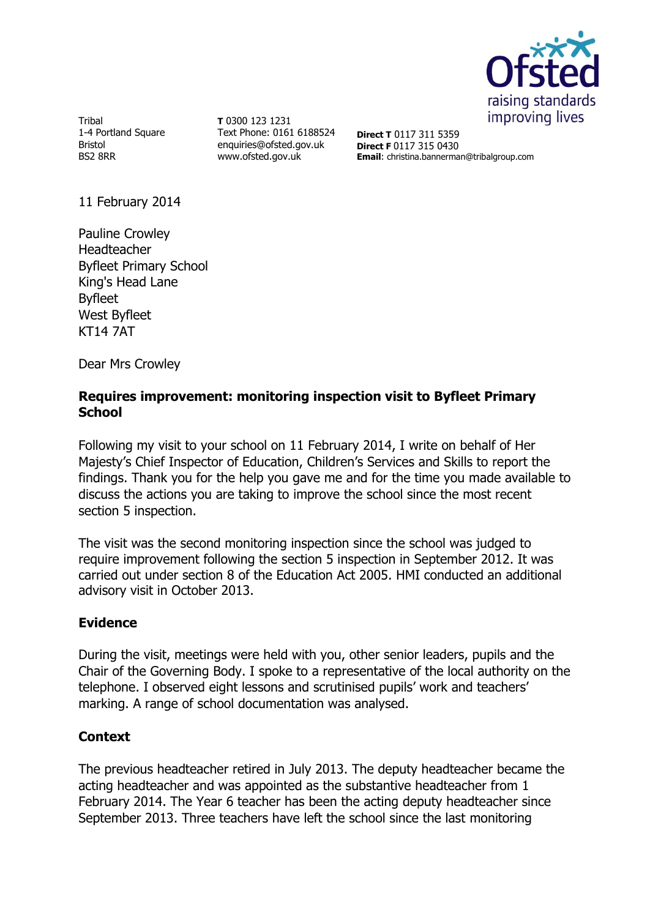Tribal
1-4 Portland Square
Bristol
BS2 8RR

**T** 0300 123 1231
Text Phone: 0161 6188524
enquiries@ofsted.gov.uk
www.ofsted.gov.uk

**Direct T** 0117 311 5359
**Direct F** 0117 315 0430
**Email**: christina.bannerman@tribalgroup.com

11 February 2014

Pauline Crowley
Headteacher
Byfleet Primary School
King's Head Lane
Byfleet
West Byfleet
KT14 7AT

Dear Mrs Crowley

**Requires improvement: monitoring inspection visit to Byfleet Primary School**

Following my visit to your school on 11 February 2014, I write on behalf of Her Majesty's Chief Inspector of Education, Children's Services and Skills to report the findings. Thank you for the help you gave me and for the time you made available to discuss the actions you are taking to improve the school since the most recent section 5 inspection.

The visit was the second monitoring inspection since the school was judged to require improvement following the section 5 inspection in September 2012. It was carried out under section 8 of the Education Act 2005. HMI conducted an additional advisory visit in October 2013.

## Evidence

During the visit, meetings were held with you, other senior leaders, pupils and the Chair of the Governing Body. I spoke to a representative of the local authority on the telephone. I observed eight lessons and scrutinised pupils' work and teachers' marking. A range of school documentation was analysed.

## Context

The previous headteacher retired in July 2013. The deputy headteacher became the acting headteacher and was appointed as the substantive headteacher from 1 February 2014. The Year 6 teacher has been the acting deputy headteacher since September 2013. Three teachers have left the school since the last monitoring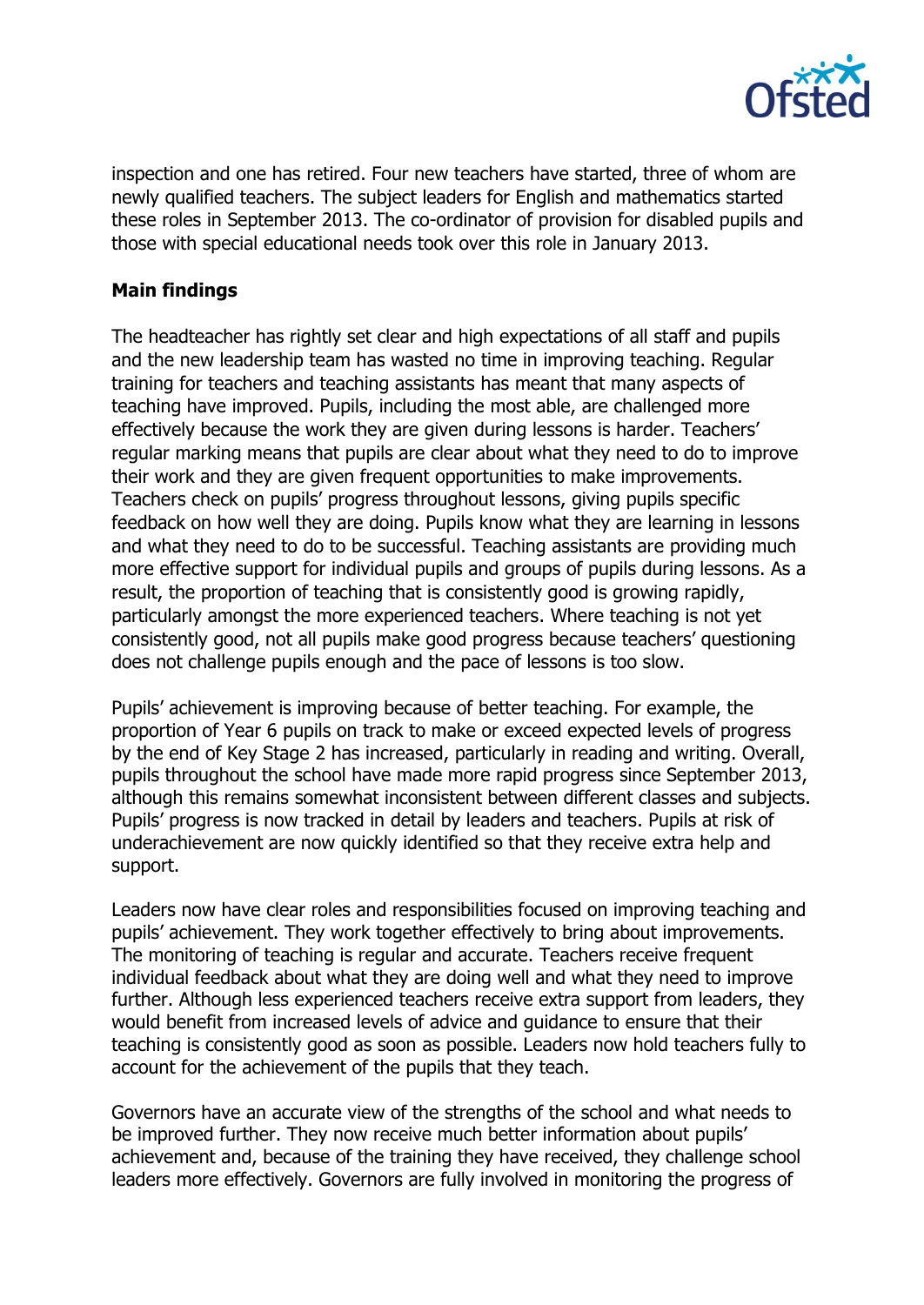inspection and one has retired. Four new teachers have started, three of whom are newly qualified teachers. The subject leaders for English and mathematics started these roles in September 2013. The co-ordinator of provision for disabled pupils and those with special educational needs took over this role in January 2013.

**Main findings**

The headteacher has rightly set clear and high expectations of all staff and pupils and the new leadership team has wasted no time in improving teaching. Regular training for teachers and teaching assistants has meant that many aspects of teaching have improved. Pupils, including the most able, are challenged more effectively because the work they are given during lessons is harder. Teachers' regular marking means that pupils are clear about what they need to do to improve their work and they are given frequent opportunities to make improvements. Teachers check on pupils' progress throughout lessons, giving pupils specific feedback on how well they are doing. Pupils know what they are learning in lessons and what they need to do to be successful. Teaching assistants are providing much more effective support for individual pupils and groups of pupils during lessons. As a result, the proportion of teaching that is consistently good is growing rapidly, particularly amongst the more experienced teachers. Where teaching is not yet consistently good, not all pupils make good progress because teachers' questioning does not challenge pupils enough and the pace of lessons is too slow.

Pupils' achievement is improving because of better teaching. For example, the proportion of Year 6 pupils on track to make or exceed expected levels of progress by the end of Key Stage 2 has increased, particularly in reading and writing. Overall, pupils throughout the school have made more rapid progress since September 2013, although this remains somewhat inconsistent between different classes and subjects. Pupils' progress is now tracked in detail by leaders and teachers. Pupils at risk of underachievement are now quickly identified so that they receive extra help and support.

Leaders now have clear roles and responsibilities focused on improving teaching and pupils' achievement. They work together effectively to bring about improvements. The monitoring of teaching is regular and accurate. Teachers receive frequent individual feedback about what they are doing well and what they need to improve further. Although less experienced teachers receive extra support from leaders, they would benefit from increased levels of advice and guidance to ensure that their teaching is consistently good as soon as possible. Leaders now hold teachers fully to account for the achievement of the pupils that they teach.

Governors have an accurate view of the strengths of the school and what needs to be improved further. They now receive much better information about pupils' achievement and, because of the training they have received, they challenge school leaders more effectively. Governors are fully involved in monitoring the progress of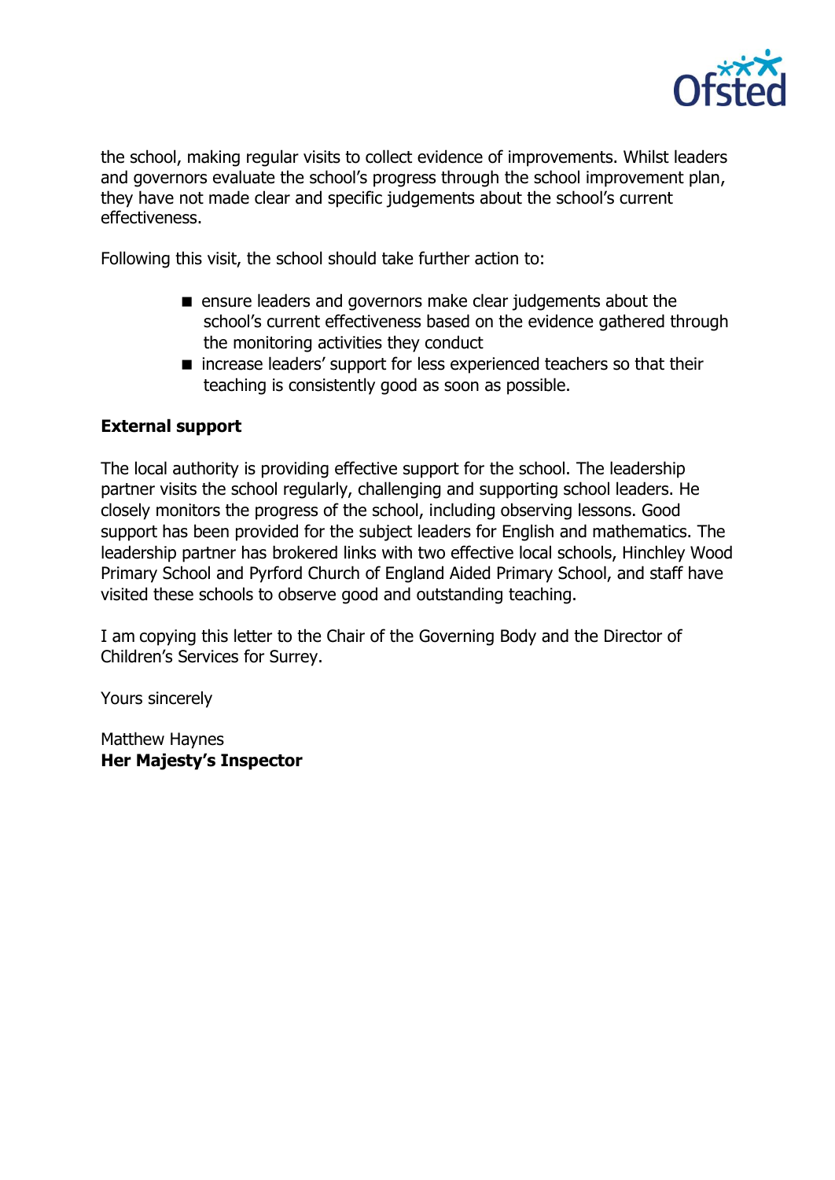the school, making regular visits to collect evidence of improvements. Whilst leaders and governors evaluate the school's progress through the school improvement plan, they have not made clear and specific judgements about the school's current effectiveness.

Following this visit, the school should take further action to:

- ensure leaders and governors make clear judgements about the school's current effectiveness based on the evidence gathered through the monitoring activities they conduct
- increase leaders' support for less experienced teachers so that their teaching is consistently good as soon as possible.

**External support**

The local authority is providing effective support for the school. The leadership partner visits the school regularly, challenging and supporting school leaders. He closely monitors the progress of the school, including observing lessons. Good support has been provided for the subject leaders for English and mathematics. The leadership partner has brokered links with two effective local schools, Hinchley Wood Primary School and Pyrford Church of England Aided Primary School, and staff have visited these schools to observe good and outstanding teaching.

I am copying this letter to the Chair of the Governing Body and the Director of Children's Services for Surrey.

Yours sincerely

Matthew Haynes
**Her Majesty's Inspector**